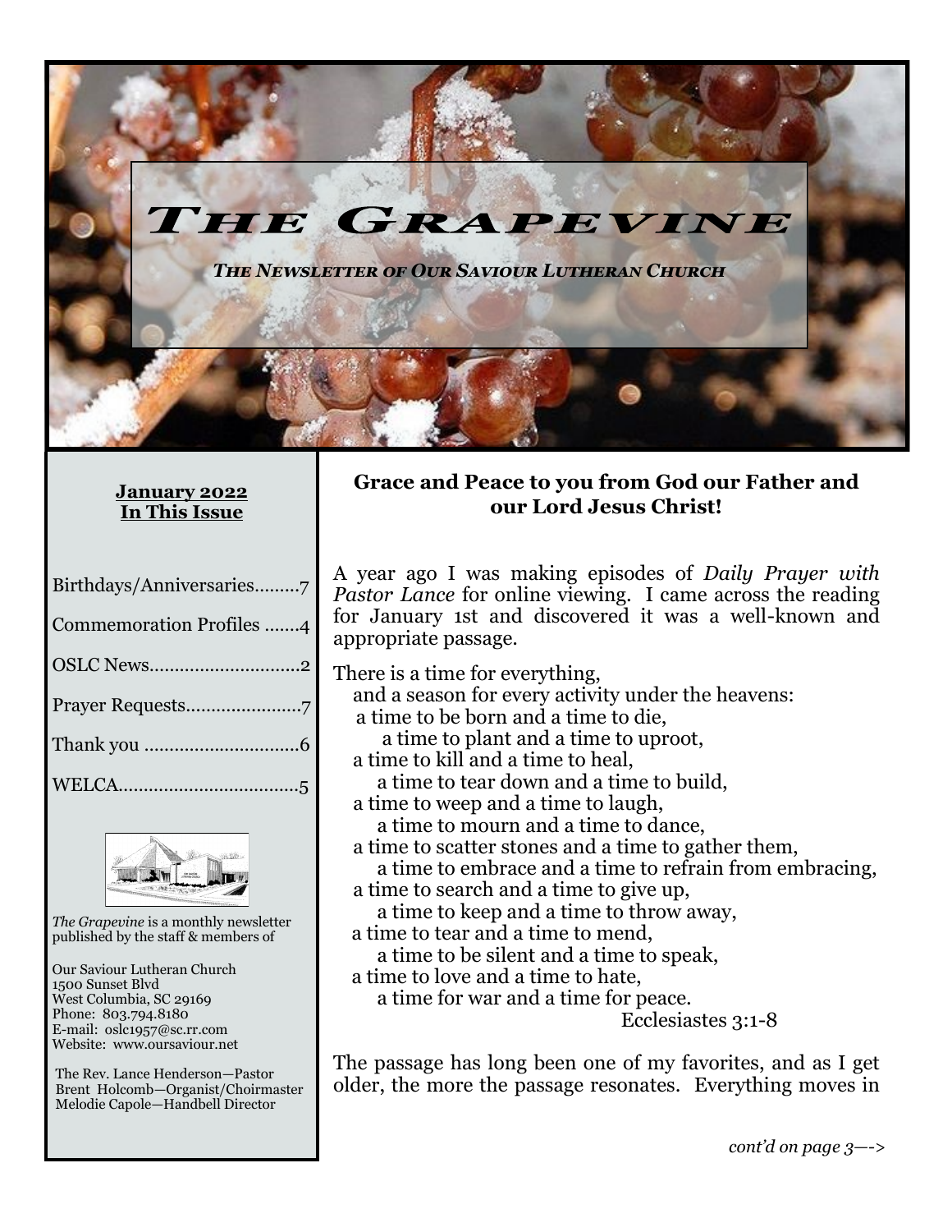# The Grapevine

*The Newsletter of Our Saviour Lutheran Church*

**January 2022**
**In This Issue**

Birthdays/Anniversaries.........7

Commemoration Profiles .......4

OSLC News...............................2

Prayer Requests.......................7

Thank you ...............................6

WELCA....................................5

*The Grapevine* is a monthly newsletter published by the staff & members of

Our Saviour Lutheran Church
1500 Sunset Blvd
West Columbia, SC 29169
Phone: 803.794.8180
E-mail: oslc1957@sc.rr.com
Website: www.oursaviour.net

The Rev. Lance Henderson—Pastor
Brent Holcomb—Organist/Choirmaster
Melodie Capole—Handbell Director

**Grace and Peace to you from God our Father and our Lord Jesus Christ!**

A year ago I was making episodes of *Daily Prayer with Pastor Lance* for online viewing. I came across the reading for January 1st and discovered it was a well-known and appropriate passage.

There is a time for everything,
and a season for every activity under the heavens:
a time to be born and a time to die,
a time to plant and a time to uproot,
a time to kill and a time to heal,
a time to tear down and a time to build,
a time to weep and a time to laugh,
a time to mourn and a time to dance,
a time to scatter stones and a time to gather them,
a time to embrace and a time to refrain from embracing,
a time to search and a time to give up,
a time to keep and a time to throw away,
a time to tear and a time to mend,
a time to be silent and a time to speak,
a time to love and a time to hate,
a time for war and a time for peace.
Ecclesiastes 3:1-8

The passage has long been one of my favorites, and as I get older, the more the passage resonates. Everything moves in

*cont'd on page 3—->*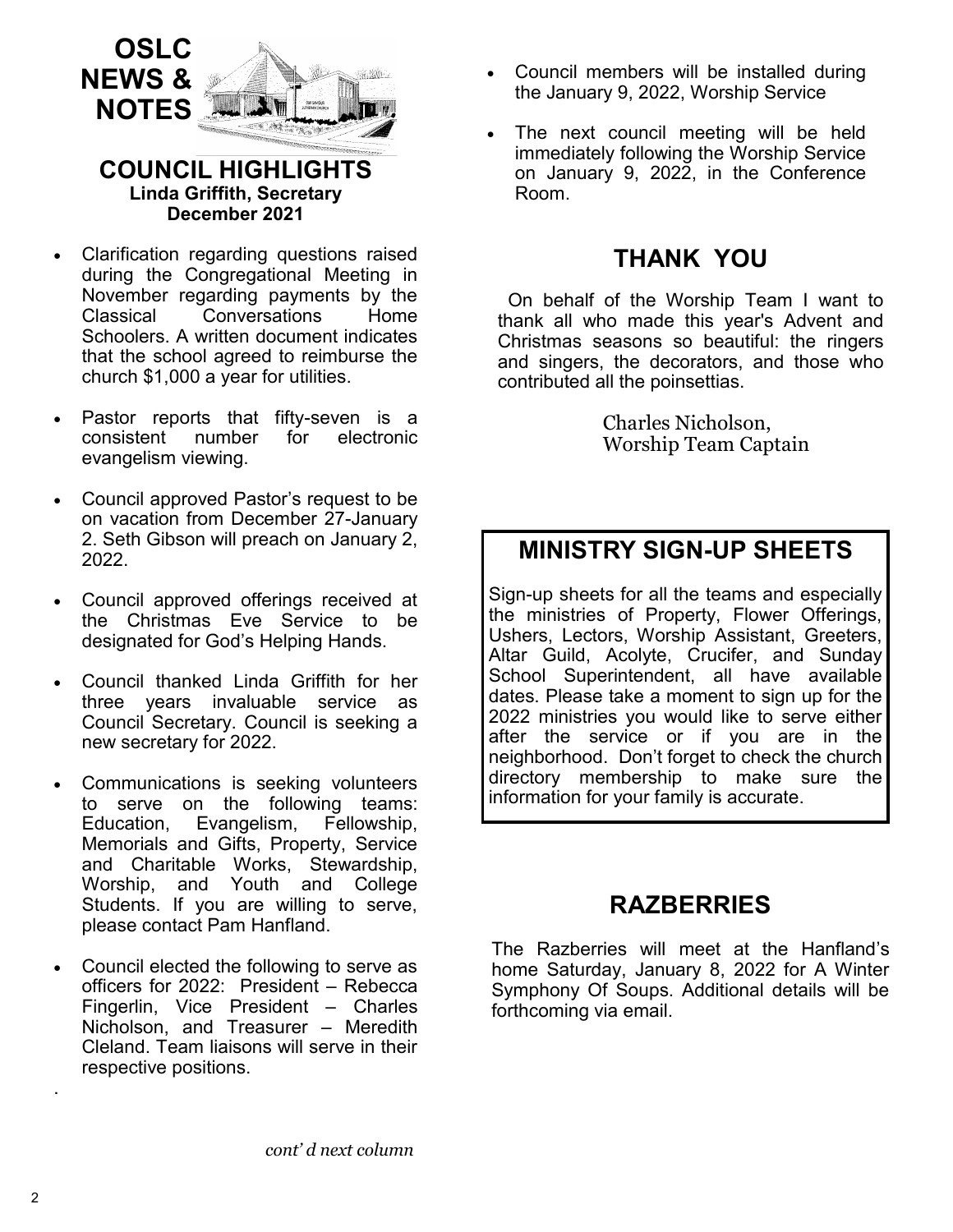# OSLC NEWS & NOTES

## COUNCIL HIGHLIGHTS

**Linda Griffith, Secretary**
**December 2021**

- Clarification regarding questions raised during the Congregational Meeting in November regarding payments by the Classical Conversations Home Schoolers. A written document indicates that the school agreed to reimburse the church $1,000 a year for utilities.
- Pastor reports that fifty-seven is a consistent number for electronic evangelism viewing.
- Council approved Pastor's request to be on vacation from December 27-January 2. Seth Gibson will preach on January 2, 2022.
- Council approved offerings received at the Christmas Eve Service to be designated for God's Helping Hands.
- Council thanked Linda Griffith for her three years invaluable service as Council Secretary. Council is seeking a new secretary for 2022.
- Communications is seeking volunteers to serve on the following teams: Education, Evangelism, Fellowship, Memorials and Gifts, Property, Service and Charitable Works, Stewardship, Worship, and Youth and College Students. If you are willing to serve, please contact Pam Hanfland.
- Council elected the following to serve as officers for 2022: President – Rebecca Fingerlin, Vice President – Charles Nicholson, and Treasurer – Meredith Cleland. Team liaisons will serve in their respective positions.

*cont' d next column*

- Council members will be installed during the January 9, 2022, Worship Service
- The next council meeting will be held immediately following the Worship Service on January 9, 2022, in the Conference Room.

## THANK YOU

On behalf of the Worship Team I want to thank all who made this year's Advent and Christmas seasons so beautiful: the ringers and singers, the decorators, and those who contributed all the poinsettias.

Charles Nicholson,
Worship Team Captain

## MINISTRY SIGN-UP SHEETS

Sign-up sheets for all the teams and especially the ministries of Property, Flower Offerings, Ushers, Lectors, Worship Assistant, Greeters, Altar Guild, Acolyte, Crucifer, and Sunday School Superintendent, all have available dates. Please take a moment to sign up for the 2022 ministries you would like to serve either after the service or if you are in the neighborhood. Don't forget to check the church directory membership to make sure the information for your family is accurate.

## RAZBERRIES

The Razberries will meet at the Hanfland's home Saturday, January 8, 2022 for A Winter Symphony Of Soups. Additional details will be forthcoming via email.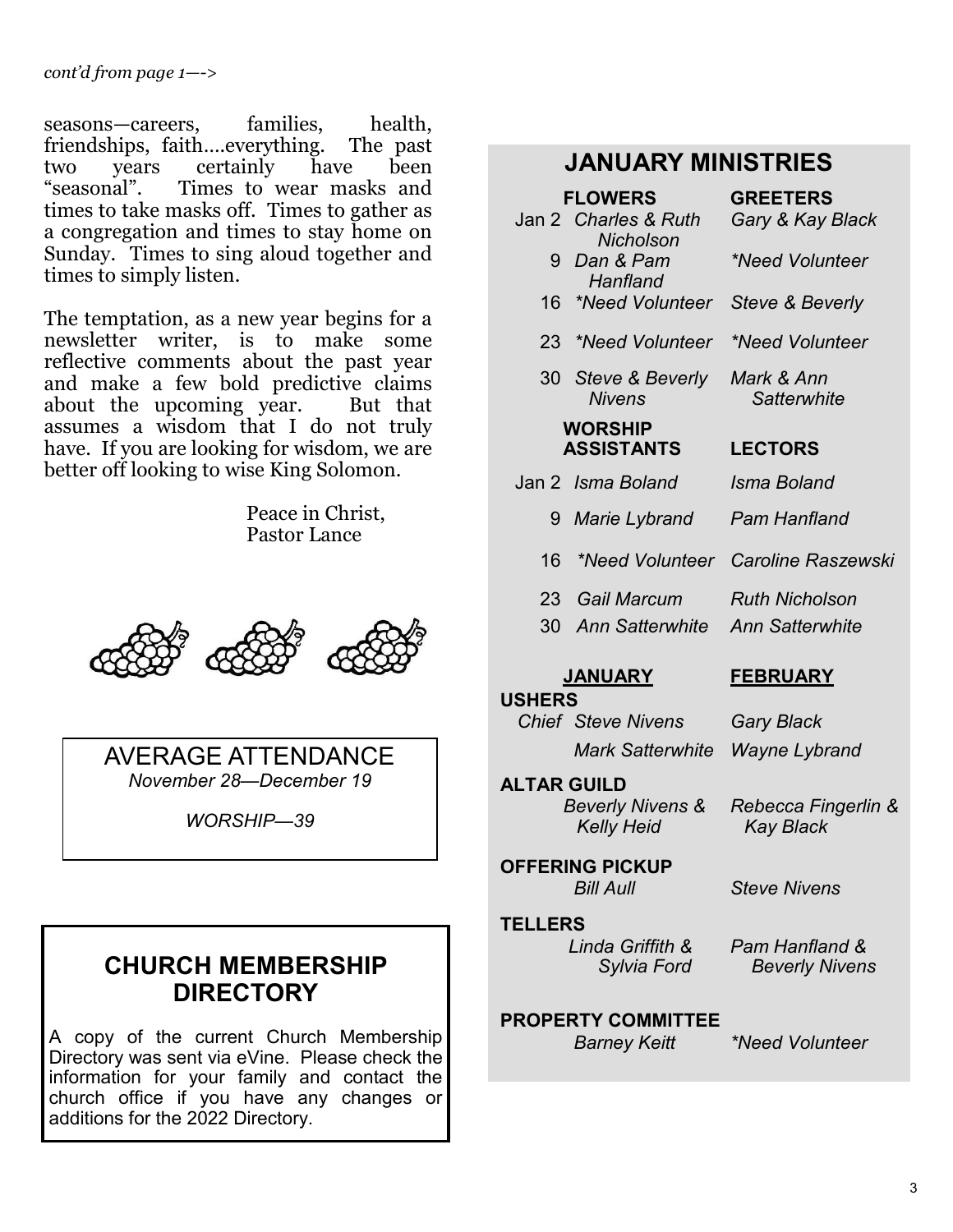*cont'd from page 1—->*

seasons—careers, families, health, friendships, faith....everything. The past two years certainly have been "seasonal". Times to wear masks and times to take masks off. Times to gather as a congregation and times to stay home on Sunday. Times to sing aloud together and times to simply listen.

The temptation, as a new year begins for a newsletter writer, is to make some reflective comments about the past year and make a few bold predictive claims about the upcoming year. But that assumes a wisdom that I do not truly have. If you are looking for wisdom, we are better off looking to wise King Solomon.

Peace in Christ,
Pastor Lance

## AVERAGE ATTENDANCE

*November 28—December 19*

*WORSHIP—39*

## CHURCH MEMBERSHIP DIRECTORY

A copy of the current Church Membership Directory was sent via eVine. Please check the information for your family and contact the church office if you have any changes or additions for the 2022 Directory.

## JANUARY MINISTRIES

| | FLOWERS | GREETERS |
|---|---|---|
| Jan 2 | *Charles & Ruth Nicholson* | *Gary & Kay Black* |
| 9 | *Dan & Pam Hanfland* | *\*Need Volunteer* |
| 16 | *\*Need Volunteer* | *Steve & Beverly* |
| 23 | *\*Need Volunteer* | *\*Need Volunteer* |
| 30 | *Steve & Beverly Nivens* | *Mark & Ann Satterwhite* |

| | WORSHIP ASSISTANTS | LECTORS |
|---|---|---|
| Jan 2 | *Isma Boland* | *Isma Boland* |
| 9 | *Marie Lybrand* | *Pam Hanfland* |
| 16 | *\*Need Volunteer* | *Caroline Raszewski* |
| 23 | *Gail Marcum* | *Ruth Nicholson* |
| 30 | *Ann Satterwhite* | *Ann Satterwhite* |

| | JANUARY | FEBRUARY |
|---|---|---|
| **USHERS** | | |
| *Chief* | *Steve Nivens* | *Gary Black* |
| | *Mark Satterwhite* | *Wayne Lybrand* |
| **ALTAR GUILD** | *Beverly Nivens & Kelly Heid* | *Rebecca Fingerlin & Kay Black* |
| **OFFERING PICKUP** | *Bill Aull* | *Steve Nivens* |
| **TELLERS** | *Linda Griffith & Sylvia Ford* | *Pam Hanfland & Beverly Nivens* |
| **PROPERTY COMMITTEE** | *Barney Keitt* | *\*Need Volunteer* |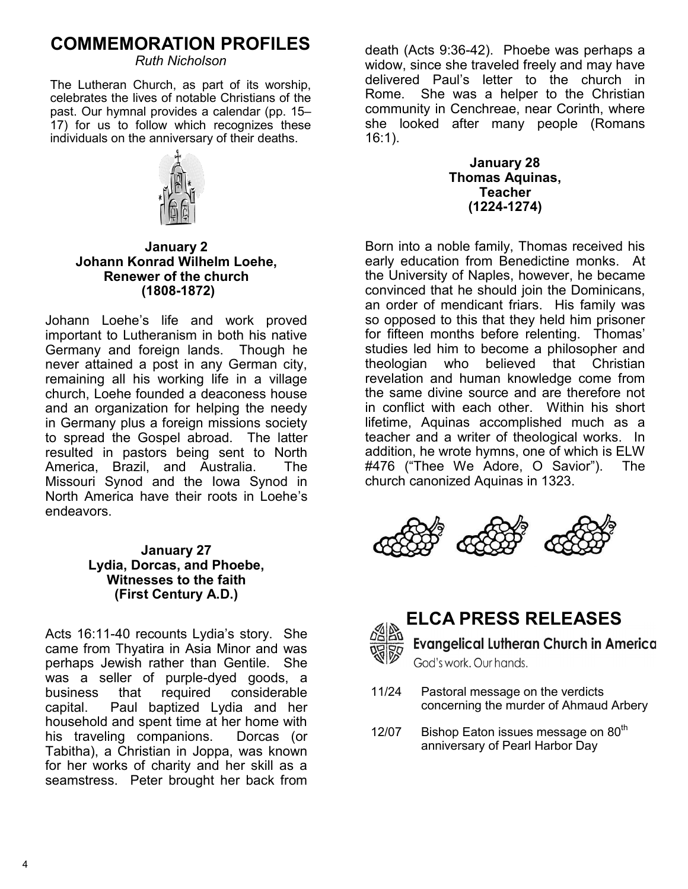# COMMEMORATION PROFILES

*Ruth Nicholson*

The Lutheran Church, as part of its worship, celebrates the lives of notable Christians of the past. Our hymnal provides a calendar (pp. 15–17) for us to follow which recognizes these individuals on the anniversary of their deaths.

**January 2**
**Johann Konrad Wilhelm Loehe,**
**Renewer of the church**
**(1808-1872)**

Johann Loehe's life and work proved important to Lutheranism in both his native Germany and foreign lands. Though he never attained a post in any German city, remaining all his working life in a village church, Loehe founded a deaconess house and an organization for helping the needy in Germany plus a foreign missions society to spread the Gospel abroad. The latter resulted in pastors being sent to North America, Brazil, and Australia. The Missouri Synod and the Iowa Synod in North America have their roots in Loehe's endeavors.

**January 27**
**Lydia, Dorcas, and Phoebe,**
**Witnesses to the faith**
**(First Century A.D.)**

Acts 16:11-40 recounts Lydia's story. She came from Thyatira in Asia Minor and was perhaps Jewish rather than Gentile. She was a seller of purple-dyed goods, a business that required considerable capital. Paul baptized Lydia and her household and spent time at her home with his traveling companions. Dorcas (or Tabitha), a Christian in Joppa, was known for her works of charity and her skill as a seamstress. Peter brought her back from death (Acts 9:36-42). Phoebe was perhaps a widow, since she traveled freely and may have delivered Paul's letter to the church in Rome. She was a helper to the Christian community in Cenchreae, near Corinth, where she looked after many people (Romans 16:1).

**January 28**
**Thomas Aquinas,**
**Teacher**
**(1224-1274)**

Born into a noble family, Thomas received his early education from Benedictine monks. At the University of Naples, however, he became convinced that he should join the Dominicans, an order of mendicant friars. His family was so opposed to this that they held him prisoner for fifteen months before relenting. Thomas' studies led him to become a philosopher and theologian who believed that Christian revelation and human knowledge come from the same divine source and are therefore not in conflict with each other. Within his short lifetime, Aquinas accomplished much as a teacher and a writer of theological works. In addition, he wrote hymns, one of which is ELW #476 ("Thee We Adore, O Savior"). The church canonized Aquinas in 1323.

# ELCA PRESS RELEASES

**Evangelical Lutheran Church in America**
God's work. Our hands.

- 11/24 Pastoral message on the verdicts concerning the murder of Ahmaud Arbery
- 12/07 Bishop Eaton issues message on 80th anniversary of Pearl Harbor Day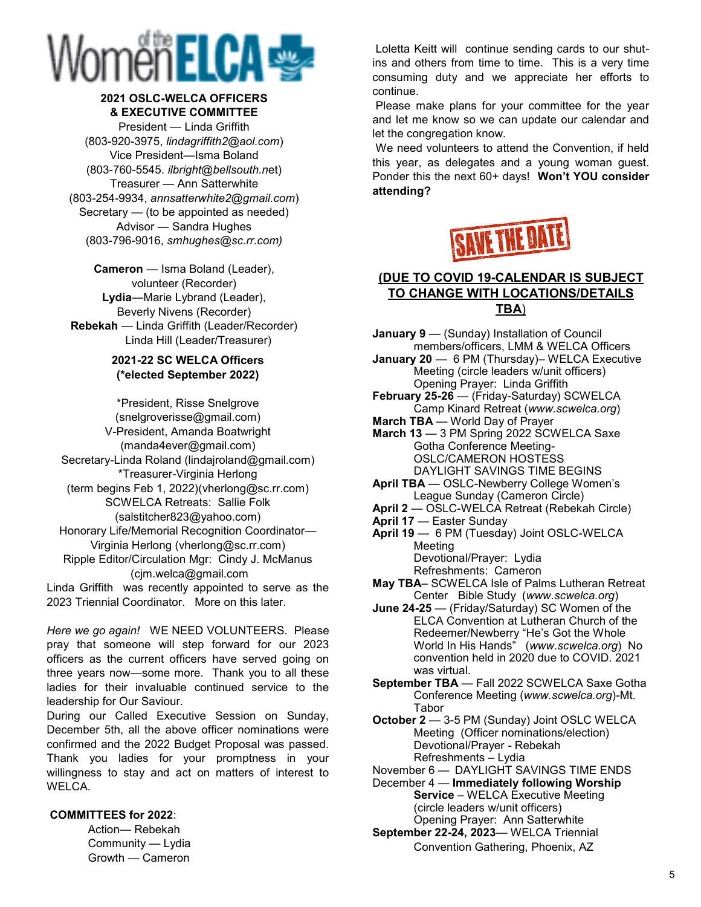Women of the ELCA

**2021 OSLC-WELCA OFFICERS & EXECUTIVE COMMITTEE**

President — Linda Griffith
(803-920-3975, *lindagriffith2@aol.com*)
Vice President—Isma Boland
(803-760-5545. *ilbright@bellsouth.net*)
Treasurer — Ann Satterwhite
(803-254-9934, *annsatterwhite2@gmail.com*)
Secretary — (to be appointed as needed)
Advisor — Sandra Hughes
(803-796-9016, *smhughes@sc.rr.com)*

**Cameron** — Isma Boland (Leader), volunteer (Recorder)
**Lydia**—Marie Lybrand (Leader), Beverly Nivens (Recorder)
**Rebekah** — Linda Griffith (Leader/Recorder) Linda Hill (Leader/Treasurer)

**2021-22 SC WELCA Officers (*elected September 2022)**

*President, Risse Snelgrove
(snelgroverisse@gmail.com)
V-President, Amanda Boatwright
(manda4ever@gmail.com)
Secretary-Linda Roland (lindajroland@gmail.com)
*Treasurer-Virginia Herlong
(term begins Feb 1, 2022)(vherlong@sc.rr.com)
SCWELCA Retreats: Sallie Folk
(salstitcher823@yahoo.com)
Honorary Life/Memorial Recognition Coordinator—Virginia Herlong (vherlong@sc.rr.com)
Ripple Editor/Circulation Mgr: Cindy J. McManus
(cjm.welca@gmail.com

Linda Griffith was recently appointed to serve as the 2023 Triennial Coordinator. More on this later.

*Here we go again!* WE NEED VOLUNTEERS. Please pray that someone will step forward for our 2023 officers as the current officers have served going on three years now—some more. Thank you to all these ladies for their invaluable continued service to the leadership for Our Saviour.

During our Called Executive Session on Sunday, December 5th, all the above officer nominations were confirmed and the 2022 Budget Proposal was passed. Thank you ladies for your promptness in your willingness to stay and act on matters of interest to WELCA.

**COMMITTEES for 2022**:

Action— Rebekah
Community — Lydia
Growth — Cameron

Loletta Keitt will continue sending cards to our shut-ins and others from time to time. This is a very time consuming duty and we appreciate her efforts to continue.

Please make plans for your committee for the year and let me know so we can update our calendar and let the congregation know.

We need volunteers to attend the Convention, if held this year, as delegates and a young woman guest. Ponder this the next 60+ days! **Won't YOU consider attending?**

SAVE THE DATE

**(DUE TO COVID 19-CALENDAR IS SUBJECT TO CHANGE WITH LOCATIONS/DETAILS TBA)**

**January 9** — (Sunday) Installation of Council members/officers, LMM & WELCA Officers
**January 20** — 6 PM (Thursday)– WELCA Executive Meeting (circle leaders w/unit officers) Opening Prayer: Linda Griffith
**February 25-26** — (Friday-Saturday) SCWELCA Camp Kinard Retreat (*www.scwelca.org*)
**March TBA** — World Day of Prayer
**March 13** — 3 PM Spring 2022 SCWELCA Saxe Gotha Conference Meeting- OSLC/CAMERON HOSTESS DAYLIGHT SAVINGS TIME BEGINS
**April TBA** — OSLC-Newberry College Women's League Sunday (Cameron Circle)
**April 2** — OSLC-WELCA Retreat (Rebekah Circle)
**April 17** — Easter Sunday
**April 19** — 6 PM (Tuesday) Joint OSLC-WELCA Meeting Devotional/Prayer: Lydia Refreshments: Cameron
**May TBA**– SCWELCA Isle of Palms Lutheran Retreat Center Bible Study (*www.scwelca.org*)
**June 24-25** — (Friday/Saturday) SC Women of the ELCA Convention at Lutheran Church of the Redeemer/Newberry "He's Got the Whole World In His Hands" (*www.scwelca.org*) No convention held in 2020 due to COVID. 2021 was virtual.
**September TBA** — Fall 2022 SCWELCA Saxe Gotha Conference Meeting (*www.scwelca.org*)-Mt. Tabor
**October 2** — 3-5 PM (Sunday) Joint OSLC WELCA Meeting (Officer nominations/election) Devotional/Prayer - Rebekah Refreshments – Lydia
November 6 — DAYLIGHT SAVINGS TIME ENDS
December 4 — **Immediately following Worship Service** – WELCA Executive Meeting (circle leaders w/unit officers) Opening Prayer: Ann Satterwhite
**September 22-24, 2023**— WELCA Triennial Convention Gathering, Phoenix, AZ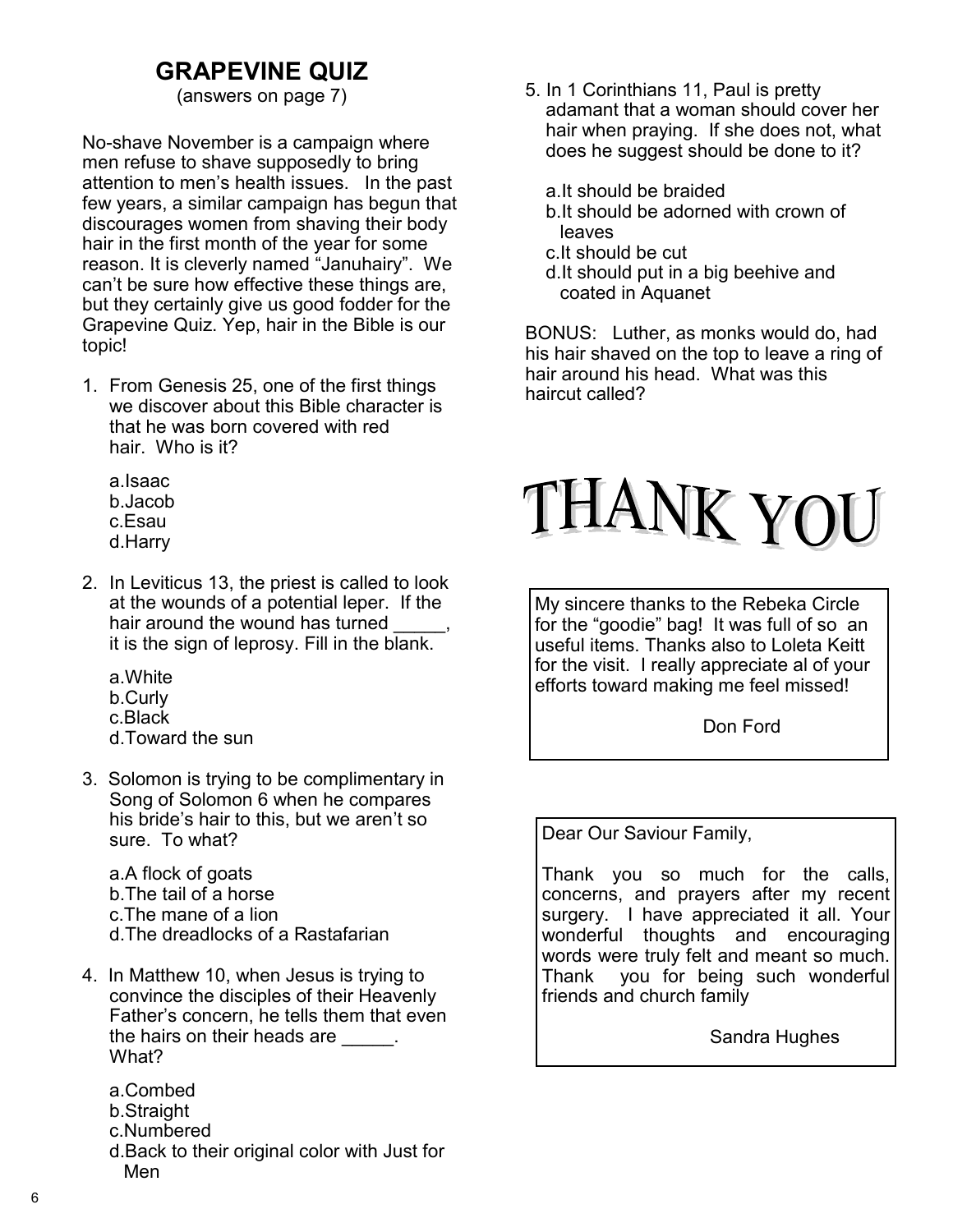## GRAPEVINE QUIZ

(answers on page 7)

No-shave November is a campaign where men refuse to shave supposedly to bring attention to men's health issues. In the past few years, a similar campaign has begun that discourages women from shaving their body hair in the first month of the year for some reason. It is cleverly named "Januhairy". We can't be sure how effective these things are, but they certainly give us good fodder for the Grapevine Quiz. Yep, hair in the Bible is our topic!

1. From Genesis 25, one of the first things we discover about this Bible character is that he was born covered with red hair. Who is it?

   a. Isaac
   b. Jacob
   c. Esau
   d. Harry

2. In Leviticus 13, the priest is called to look at the wounds of a potential leper. If the hair around the wound has turned _____, it is the sign of leprosy. Fill in the blank.

   a. White
   b. Curly
   c. Black
   d. Toward the sun

3. Solomon is trying to be complimentary in Song of Solomon 6 when he compares his bride's hair to this, but we aren't so sure. To what?

   a. A flock of goats
   b. The tail of a horse
   c. The mane of a lion
   d. The dreadlocks of a Rastafarian

4. In Matthew 10, when Jesus is trying to convince the disciples of their Heavenly Father's concern, he tells them that even the hairs on their heads are _____. What?

   a. Combed
   b. Straight
   c. Numbered
   d. Back to their original color with Just for Men

5. In 1 Corinthians 11, Paul is pretty adamant that a woman should cover her hair when praying. If she does not, what does he suggest should be done to it?

   a. It should be braided
   b. It should be adorned with crown of leaves
   c. It should be cut
   d. It should put in a big beehive and coated in Aquanet

BONUS: Luther, as monks would do, had his hair shaved on the top to leave a ring of hair around his head. What was this haircut called?

# THANK YOU

My sincere thanks to the Rebeka Circle for the "goodie" bag! It was full of so an useful items. Thanks also to Loleta Keitt for the visit. I really appreciate al of your efforts toward making me feel missed!

Don Ford

Dear Our Saviour Family,

Thank you so much for the calls, concerns, and prayers after my recent surgery. I have appreciated it all. Your wonderful thoughts and encouraging words were truly felt and meant so much. Thank you for being such wonderful friends and church family

Sandra Hughes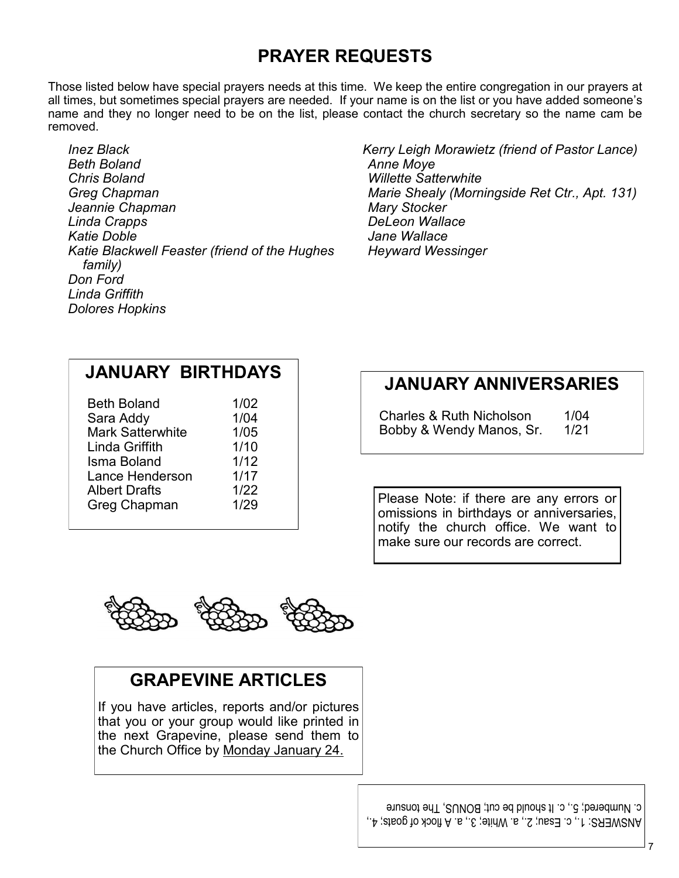# PRAYER REQUESTS

Those listed below have special prayers needs at this time. We keep the entire congregation in our prayers at all times, but sometimes special prayers are needed. If your name is on the list or you have added someone's name and they no longer need to be on the list, please contact the church secretary so the name cam be removed.

*Inez Black*
*Beth Boland*
*Chris Boland*
*Greg Chapman*
*Jeannie Chapman*
*Linda Crapps*
*Katie Doble*
*Katie Blackwell Feaster (friend of the Hughes family)*
*Don Ford*
*Linda Griffith*
*Dolores Hopkins*
*Kerry Leigh Morawietz (friend of Pastor Lance)*
*Anne Moye*
*Willette Satterwhite*
*Marie Shealy (Morningside Ret Ctr., Apt. 131)*
*Mary Stocker*
*DeLeon Wallace*
*Jane Wallace*
*Heyward Wessinger*

## JANUARY BIRTHDAYS

| Name | Date |
|---|---|
| Beth Boland | 1/02 |
| Sara Addy | 1/04 |
| Mark Satterwhite | 1/05 |
| Linda Griffith | 1/10 |
| Isma Boland | 1/12 |
| Lance Henderson | 1/17 |
| Albert Drafts | 1/22 |
| Greg Chapman | 1/29 |

## JANUARY ANNIVERSARIES

| Names | Date |
|---|---|
| Charles & Ruth Nicholson | 1/04 |
| Bobby & Wendy Manos, Sr. | 1/21 |

Please Note: if there are any errors or omissions in birthdays or anniversaries, notify the church office. We want to make sure our records are correct.

## GRAPEVINE ARTICLES

If you have articles, reports and/or pictures that you or your group would like printed in the next Grapevine, please send them to the Church Office by <u>Monday January 24.</u>

ANSWERS: 1., c. Esau; 2., a. White; 3., a. A flock of goats; 4., c. Numbered; 5., c. It should be cut; BONUS, The tonsure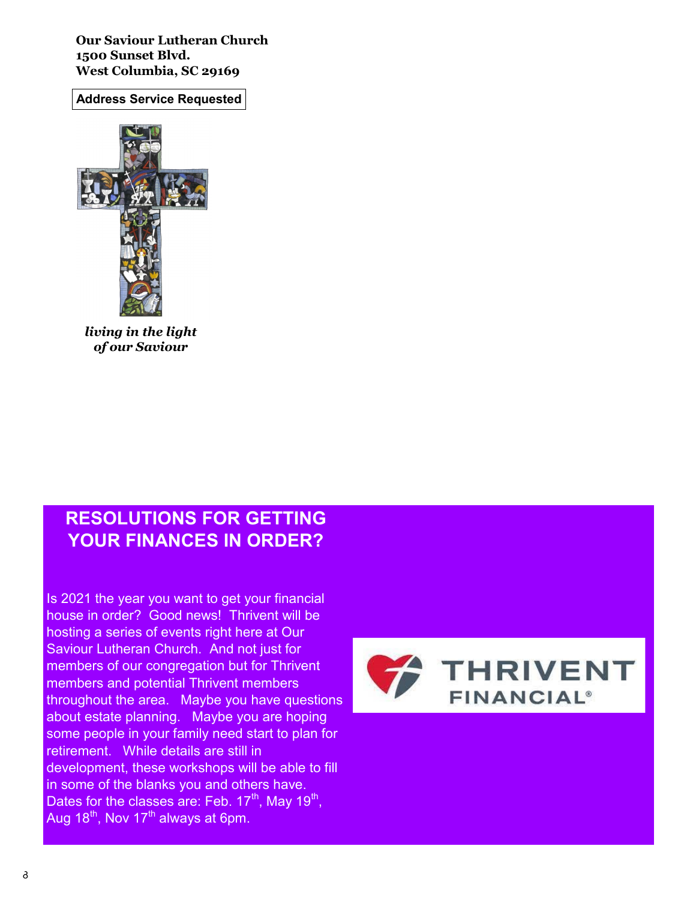**Our Saviour Lutheran Church**
**1500 Sunset Blvd.**
**West Columbia, SC 29169**

**Address Service Requested**

***living in the light of our Saviour***

## RESOLUTIONS FOR GETTING YOUR FINANCES IN ORDER?

Is 2021 the year you want to get your financial house in order? Good news! Thrivent will be hosting a series of events right here at Our Saviour Lutheran Church. And not just for members of our congregation but for Thrivent members and potential Thrivent members throughout the area. Maybe you have questions about estate planning. Maybe you are hoping some people in your family need start to plan for retirement. While details are still in development, these workshops will be able to fill in some of the blanks you and others have. Dates for the classes are: Feb. 17th, May 19th, Aug 18th, Nov 17th always at 6pm.

THRIVENT FINANCIAL®